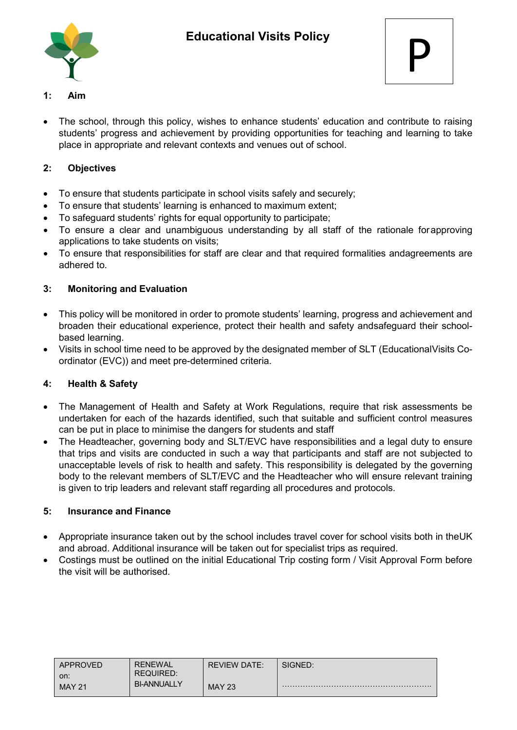# Educational Visits Policy

P

## 1: Aim

- The school, through this policy, wishes to enhance students' education and contribute to raising students' progress and achievement by providing opportunities for teaching and learning to take place in appropriate and relevant contexts and venues out of school.

## 2: Objectives

- To ensure that students participate in school visits safely and securely;
- To ensure that students' learning is enhanced to maximum extent;
- To safeguard students' rights for equal opportunity to participate;
- To ensure a clear and unambiguous understanding by all staff of the rationale forapproving applications to take students on visits;
- To ensure that responsibilities for staff are clear and that required formalities andagreements are adhered to.

## 3: Monitoring and Evaluation

- This policy will be monitored in order to promote students' learning, progress and achievement and broaden their educational experience, protect their health and safety andsafeguard their school-based learning.
- Visits in school time need to be approved by the designated member of SLT (EducationalVisits Co-ordinator (EVC)) and meet pre-determined criteria.

## 4: Health & Safety

- The Management of Health and Safety at Work Regulations, require that risk assessments be undertaken for each of the hazards identified, such that suitable and sufficient control measures can be put in place to minimise the dangers for students and staff
- The Headteacher, governing body and SLT/EVC have responsibilities and a legal duty to ensure that trips and visits are conducted in such a way that participants and staff are not subjected to unacceptable levels of risk to health and safety. This responsibility is delegated by the governing body to the relevant members of SLT/EVC and the Headteacher who will ensure relevant training is given to trip leaders and relevant staff regarding all procedures and protocols.

## 5: Insurance and Finance

- Appropriate insurance taken out by the school includes travel cover for school visits both in theUK and abroad. Additional insurance will be taken out for specialist trips as required.
- Costings must be outlined on the initial Educational Trip costing form / Visit Approval Form before the visit will be authorised.

| APPROVED on: MAY 21 | RENEWAL REQUIRED: BI-ANNUALLY | REVIEW DATE: MAY 23 | SIGNED: ………………………………………………… |
|---|---|---|---|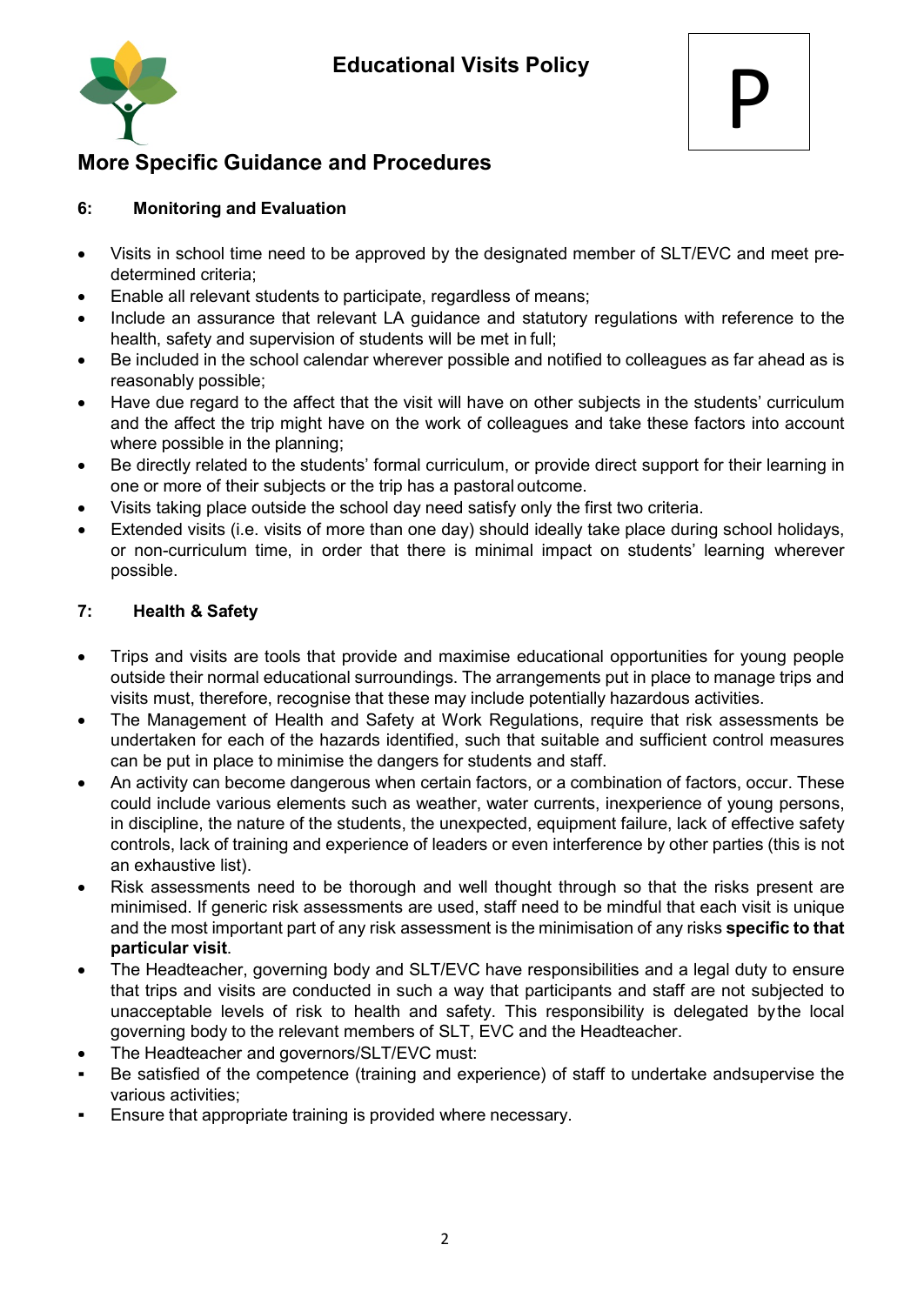# Educational Visits Policy

P

## More Specific Guidance and Procedures

### 6: Monitoring and Evaluation

- Visits in school time need to be approved by the designated member of SLT/EVC and meet pre-determined criteria;
- Enable all relevant students to participate, regardless of means;
- Include an assurance that relevant LA guidance and statutory regulations with reference to the health, safety and supervision of students will be met in full;
- Be included in the school calendar wherever possible and notified to colleagues as far ahead as is reasonably possible;
- Have due regard to the affect that the visit will have on other subjects in the students' curriculum and the affect the trip might have on the work of colleagues and take these factors into account where possible in the planning;
- Be directly related to the students' formal curriculum, or provide direct support for their learning in one or more of their subjects or the trip has a pastoral outcome.
- Visits taking place outside the school day need satisfy only the first two criteria.
- Extended visits (i.e. visits of more than one day) should ideally take place during school holidays, or non-curriculum time, in order that there is minimal impact on students' learning wherever possible.

### 7: Health & Safety

- Trips and visits are tools that provide and maximise educational opportunities for young people outside their normal educational surroundings. The arrangements put in place to manage trips and visits must, therefore, recognise that these may include potentially hazardous activities.
- The Management of Health and Safety at Work Regulations, require that risk assessments be undertaken for each of the hazards identified, such that suitable and sufficient control measures can be put in place to minimise the dangers for students and staff.
- An activity can become dangerous when certain factors, or a combination of factors, occur. These could include various elements such as weather, water currents, inexperience of young persons, in discipline, the nature of the students, the unexpected, equipment failure, lack of effective safety controls, lack of training and experience of leaders or even interference by other parties (this is not an exhaustive list).
- Risk assessments need to be thorough and well thought through so that the risks present are minimised. If generic risk assessments are used, staff need to be mindful that each visit is unique and the most important part of any risk assessment is the minimisation of any risks **specific to that particular visit**.
- The Headteacher, governing body and SLT/EVC have responsibilities and a legal duty to ensure that trips and visits are conducted in such a way that participants and staff are not subjected to unacceptable levels of risk to health and safety. This responsibility is delegated by the local governing body to the relevant members of SLT, EVC and the Headteacher.
- The Headteacher and governors/SLT/EVC must:
  - Be satisfied of the competence (training and experience) of staff to undertake and supervise the various activities;
  - Ensure that appropriate training is provided where necessary.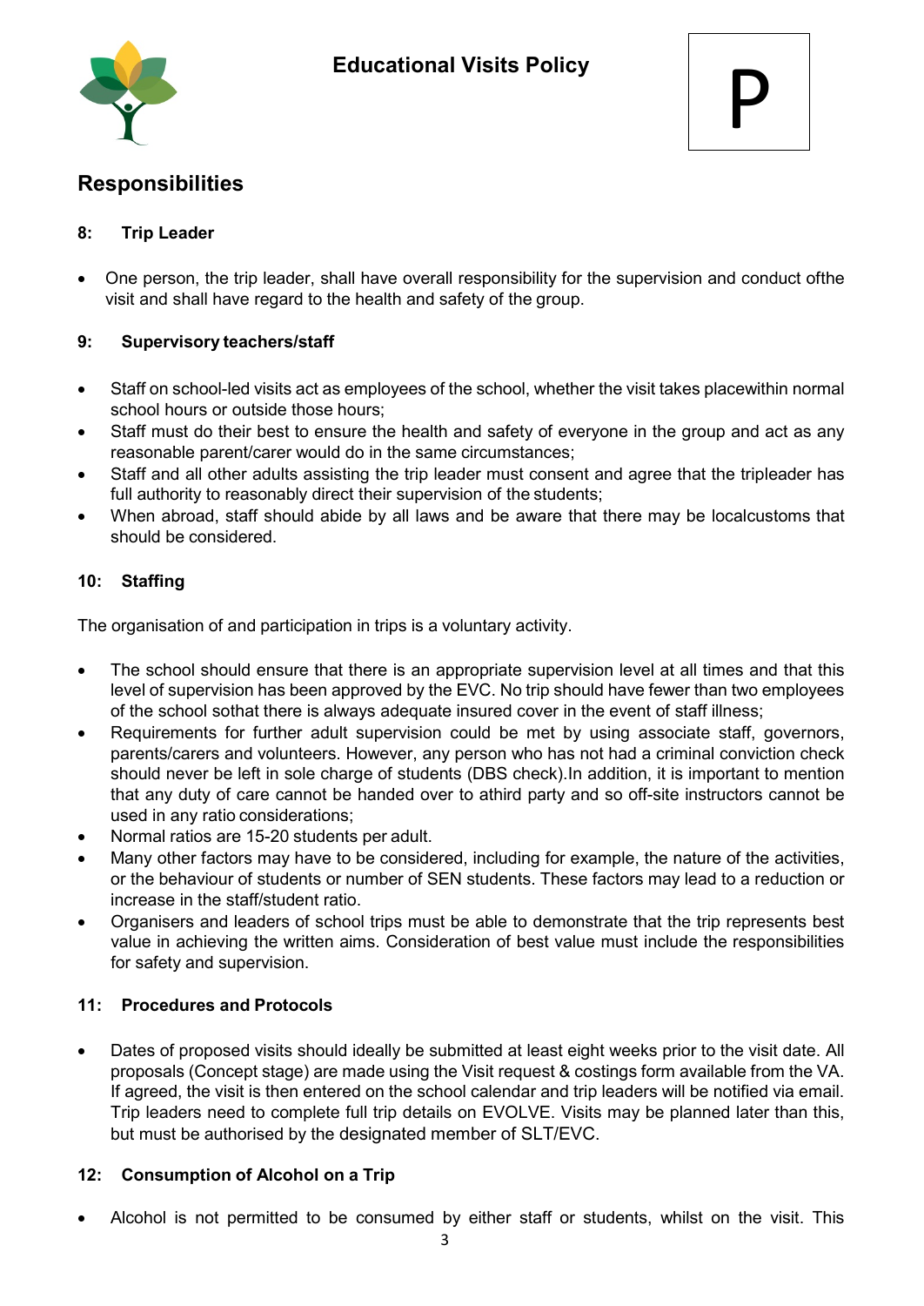## Responsibilities

### 8: Trip Leader

- One person, the trip leader, shall have overall responsibility for the supervision and conduct ofthe visit and shall have regard to the health and safety of the group.

### 9: Supervisory teachers/staff

- Staff on school-led visits act as employees of the school, whether the visit takes placewithin normal school hours or outside those hours;
- Staff must do their best to ensure the health and safety of everyone in the group and act as any reasonable parent/carer would do in the same circumstances;
- Staff and all other adults assisting the trip leader must consent and agree that the tripleader has full authority to reasonably direct their supervision of the students;
- When abroad, staff should abide by all laws and be aware that there may be localcustoms that should be considered.

### 10: Staffing

The organisation of and participation in trips is a voluntary activity.

- The school should ensure that there is an appropriate supervision level at all times and that this level of supervision has been approved by the EVC. No trip should have fewer than two employees of the school sothat there is always adequate insured cover in the event of staff illness;
- Requirements for further adult supervision could be met by using associate staff, governors, parents/carers and volunteers. However, any person who has not had a criminal conviction check should never be left in sole charge of students (DBS check).In addition, it is important to mention that any duty of care cannot be handed over to athird party and so off-site instructors cannot be used in any ratio considerations;
- Normal ratios are 15-20 students per adult.
- Many other factors may have to be considered, including for example, the nature of the activities, or the behaviour of students or number of SEN students. These factors may lead to a reduction or increase in the staff/student ratio.
- Organisers and leaders of school trips must be able to demonstrate that the trip represents best value in achieving the written aims. Consideration of best value must include the responsibilities for safety and supervision.

### 11: Procedures and Protocols

- Dates of proposed visits should ideally be submitted at least eight weeks prior to the visit date. All proposals (Concept stage) are made using the Visit request & costings form available from the VA. If agreed, the visit is then entered on the school calendar and trip leaders will be notified via email. Trip leaders need to complete full trip details on EVOLVE. Visits may be planned later than this, but must be authorised by the designated member of SLT/EVC.

### 12: Consumption of Alcohol on a Trip

- Alcohol is not permitted to be consumed by either staff or students, whilst on the visit. This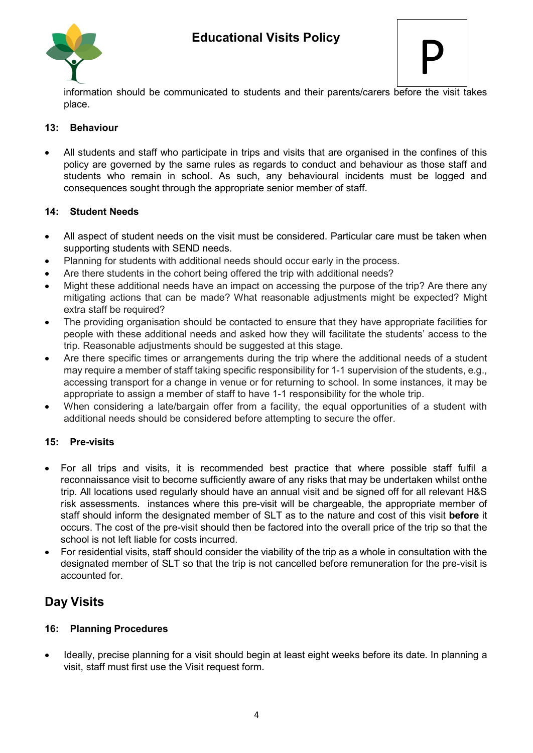information should be communicated to students and their parents/carers before the visit takes place.

#### 13: Behaviour

- All students and staff who participate in trips and visits that are organised in the confines of this policy are governed by the same rules as regards to conduct and behaviour as those staff and students who remain in school. As such, any behavioural incidents must be logged and consequences sought through the appropriate senior member of staff.

#### 14: Student Needs

- All aspect of student needs on the visit must be considered. Particular care must be taken when supporting students with SEND needs.
- Planning for students with additional needs should occur early in the process.
- Are there students in the cohort being offered the trip with additional needs?
- Might these additional needs have an impact on accessing the purpose of the trip? Are there any mitigating actions that can be made? What reasonable adjustments might be expected? Might extra staff be required?
- The providing organisation should be contacted to ensure that they have appropriate facilities for people with these additional needs and asked how they will facilitate the students' access to the trip. Reasonable adjustments should be suggested at this stage.
- Are there specific times or arrangements during the trip where the additional needs of a student may require a member of staff taking specific responsibility for 1-1 supervision of the students, e.g., accessing transport for a change in venue or for returning to school. In some instances, it may be appropriate to assign a member of staff to have 1-1 responsibility for the whole trip.
- When considering a late/bargain offer from a facility, the equal opportunities of a student with additional needs should be considered before attempting to secure the offer.

#### 15: Pre-visits

- For all trips and visits, it is recommended best practice that where possible staff fulfil a reconnaissance visit to become sufficiently aware of any risks that may be undertaken whilst onthe trip. All locations used regularly should have an annual visit and be signed off for all relevant H&S risk assessments. instances where this pre-visit will be chargeable, the appropriate member of staff should inform the designated member of SLT as to the nature and cost of this visit **before** it occurs. The cost of the pre-visit should then be factored into the overall price of the trip so that the school is not left liable for costs incurred.
- For residential visits, staff should consider the viability of the trip as a whole in consultation with the designated member of SLT so that the trip is not cancelled before remuneration for the pre-visit is accounted for.

## Day Visits

#### 16: Planning Procedures

- Ideally, precise planning for a visit should begin at least eight weeks before its date. In planning a visit, staff must first use the Visit request form.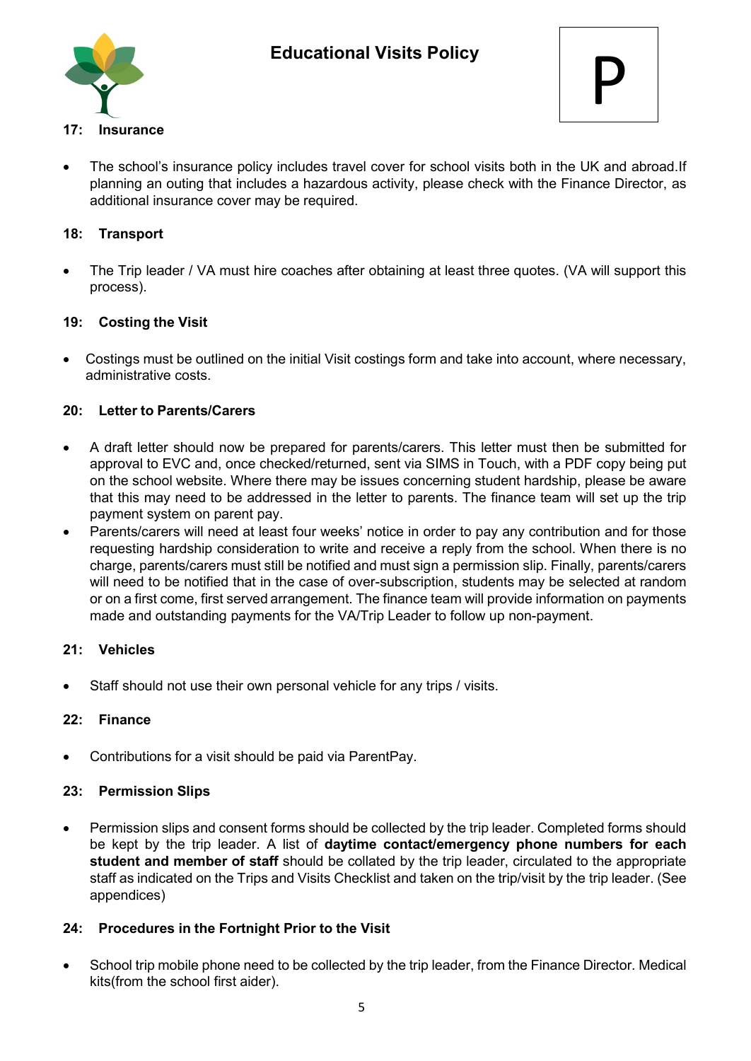## 17: Insurance

- The school's insurance policy includes travel cover for school visits both in the UK and abroad.If planning an outing that includes a hazardous activity, please check with the Finance Director, as additional insurance cover may be required.

## 18: Transport

- The Trip leader / VA must hire coaches after obtaining at least three quotes. (VA will support this process).

## 19: Costing the Visit

- Costings must be outlined on the initial Visit costings form and take into account, where necessary, administrative costs.

## 20: Letter to Parents/Carers

- A draft letter should now be prepared for parents/carers. This letter must then be submitted for approval to EVC and, once checked/returned, sent via SIMS in Touch, with a PDF copy being put on the school website. Where there may be issues concerning student hardship, please be aware that this may need to be addressed in the letter to parents. The finance team will set up the trip payment system on parent pay.
- Parents/carers will need at least four weeks' notice in order to pay any contribution and for those requesting hardship consideration to write and receive a reply from the school. When there is no charge, parents/carers must still be notified and must sign a permission slip. Finally, parents/carers will need to be notified that in the case of over-subscription, students may be selected at random or on a first come, first served arrangement. The finance team will provide information on payments made and outstanding payments for the VA/Trip Leader to follow up non-payment.

## 21: Vehicles

- Staff should not use their own personal vehicle for any trips / visits.

## 22: Finance

- Contributions for a visit should be paid via ParentPay.

## 23: Permission Slips

- Permission slips and consent forms should be collected by the trip leader. Completed forms should be kept by the trip leader. A list of **daytime contact/emergency phone numbers for each student and member of staff** should be collated by the trip leader, circulated to the appropriate staff as indicated on the Trips and Visits Checklist and taken on the trip/visit by the trip leader. (See appendices)

## 24: Procedures in the Fortnight Prior to the Visit

- School trip mobile phone need to be collected by the trip leader, from the Finance Director. Medical kits(from the school first aider).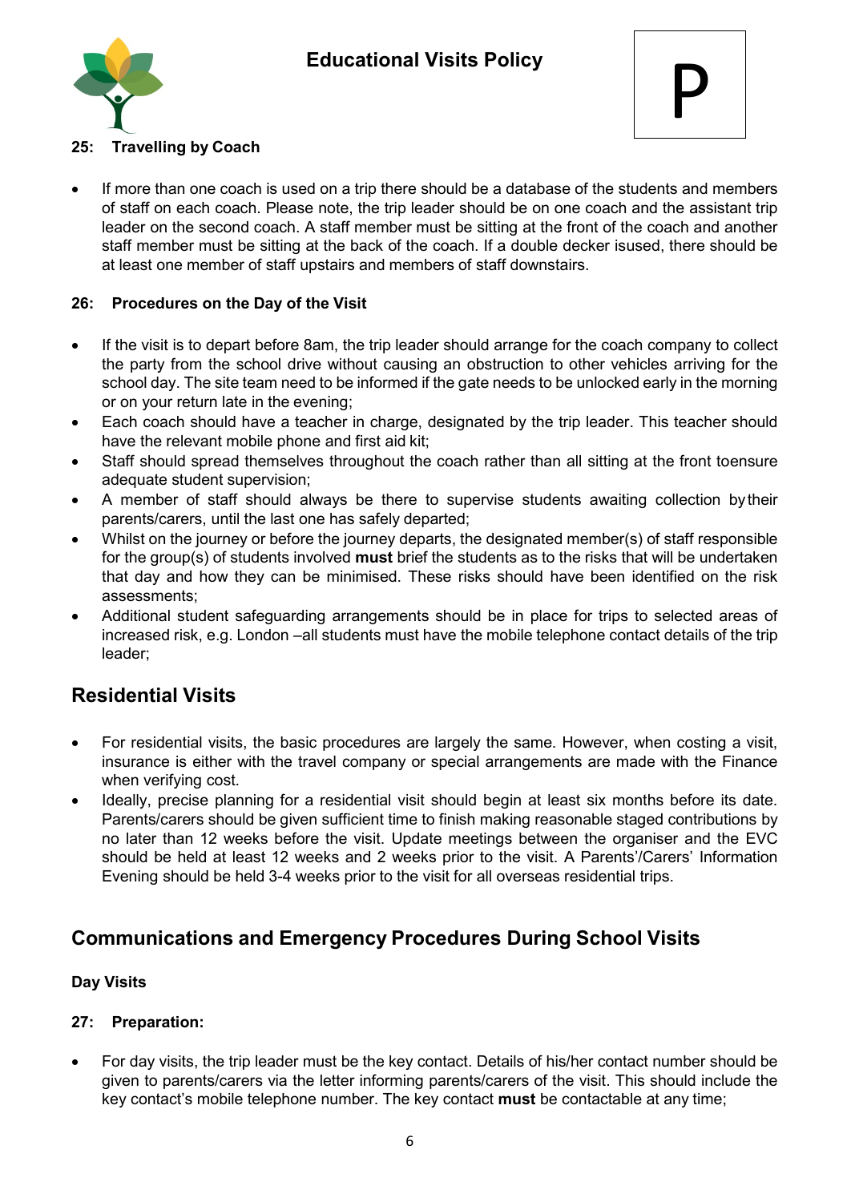### 25: Travelling by Coach

- If more than one coach is used on a trip there should be a database of the students and members of staff on each coach. Please note, the trip leader should be on one coach and the assistant trip leader on the second coach. A staff member must be sitting at the front of the coach and another staff member must be sitting at the back of the coach. If a double decker isused, there should be at least one member of staff upstairs and members of staff downstairs.

### 26: Procedures on the Day of the Visit

- If the visit is to depart before 8am, the trip leader should arrange for the coach company to collect the party from the school drive without causing an obstruction to other vehicles arriving for the school day. The site team need to be informed if the gate needs to be unlocked early in the morning or on your return late in the evening;
- Each coach should have a teacher in charge, designated by the trip leader. This teacher should have the relevant mobile phone and first aid kit;
- Staff should spread themselves throughout the coach rather than all sitting at the front toensure adequate student supervision;
- A member of staff should always be there to supervise students awaiting collection bytheir parents/carers, until the last one has safely departed;
- Whilst on the journey or before the journey departs, the designated member(s) of staff responsible for the group(s) of students involved **must** brief the students as to the risks that will be undertaken that day and how they can be minimised. These risks should have been identified on the risk assessments;
- Additional student safeguarding arrangements should be in place for trips to selected areas of increased risk, e.g. London –all students must have the mobile telephone contact details of the trip leader;

## Residential Visits

- For residential visits, the basic procedures are largely the same. However, when costing a visit, insurance is either with the travel company or special arrangements are made with the Finance when verifying cost.
- Ideally, precise planning for a residential visit should begin at least six months before its date. Parents/carers should be given sufficient time to finish making reasonable staged contributions by no later than 12 weeks before the visit. Update meetings between the organiser and the EVC should be held at least 12 weeks and 2 weeks prior to the visit. A Parents'/Carers' Information Evening should be held 3-4 weeks prior to the visit for all overseas residential trips.

## Communications and Emergency Procedures During School Visits

### Day Visits

### 27: Preparation:

- For day visits, the trip leader must be the key contact. Details of his/her contact number should be given to parents/carers via the letter informing parents/carers of the visit. This should include the key contact's mobile telephone number. The key contact **must** be contactable at any time;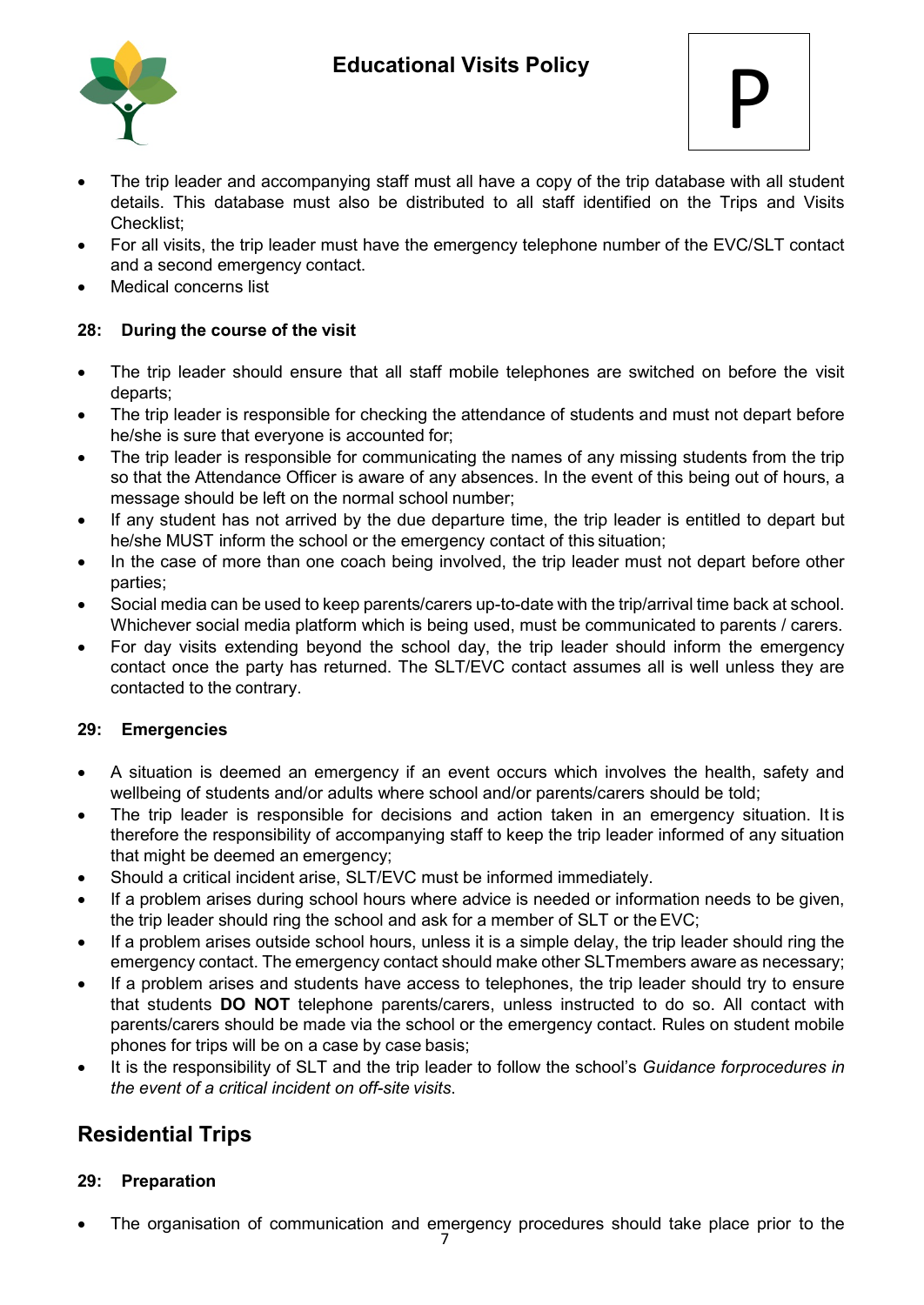- The trip leader and accompanying staff must all have a copy of the trip database with all student details. This database must also be distributed to all staff identified on the Trips and Visits Checklist;
- For all visits, the trip leader must have the emergency telephone number of the EVC/SLT contact and a second emergency contact.
- Medical concerns list

### 28: During the course of the visit

- The trip leader should ensure that all staff mobile telephones are switched on before the visit departs;
- The trip leader is responsible for checking the attendance of students and must not depart before he/she is sure that everyone is accounted for;
- The trip leader is responsible for communicating the names of any missing students from the trip so that the Attendance Officer is aware of any absences. In the event of this being out of hours, a message should be left on the normal school number;
- If any student has not arrived by the due departure time, the trip leader is entitled to depart but he/she MUST inform the school or the emergency contact of this situation;
- In the case of more than one coach being involved, the trip leader must not depart before other parties;
- Social media can be used to keep parents/carers up-to-date with the trip/arrival time back at school. Whichever social media platform which is being used, must be communicated to parents / carers.
- For day visits extending beyond the school day, the trip leader should inform the emergency contact once the party has returned. The SLT/EVC contact assumes all is well unless they are contacted to the contrary.

### 29: Emergencies

- A situation is deemed an emergency if an event occurs which involves the health, safety and wellbeing of students and/or adults where school and/or parents/carers should be told;
- The trip leader is responsible for decisions and action taken in an emergency situation. It is therefore the responsibility of accompanying staff to keep the trip leader informed of any situation that might be deemed an emergency;
- Should a critical incident arise, SLT/EVC must be informed immediately.
- If a problem arises during school hours where advice is needed or information needs to be given, the trip leader should ring the school and ask for a member of SLT or the EVC;
- If a problem arises outside school hours, unless it is a simple delay, the trip leader should ring the emergency contact. The emergency contact should make other SLT members aware as necessary;
- If a problem arises and students have access to telephones, the trip leader should try to ensure that students **DO NOT** telephone parents/carers, unless instructed to do so. All contact with parents/carers should be made via the school or the emergency contact. Rules on student mobile phones for trips will be on a case by case basis;
- It is the responsibility of SLT and the trip leader to follow the school's *Guidance for procedures in the event of a critical incident on off-site visits*.

## Residential Trips

### 29: Preparation

- The organisation of communication and emergency procedures should take place prior to the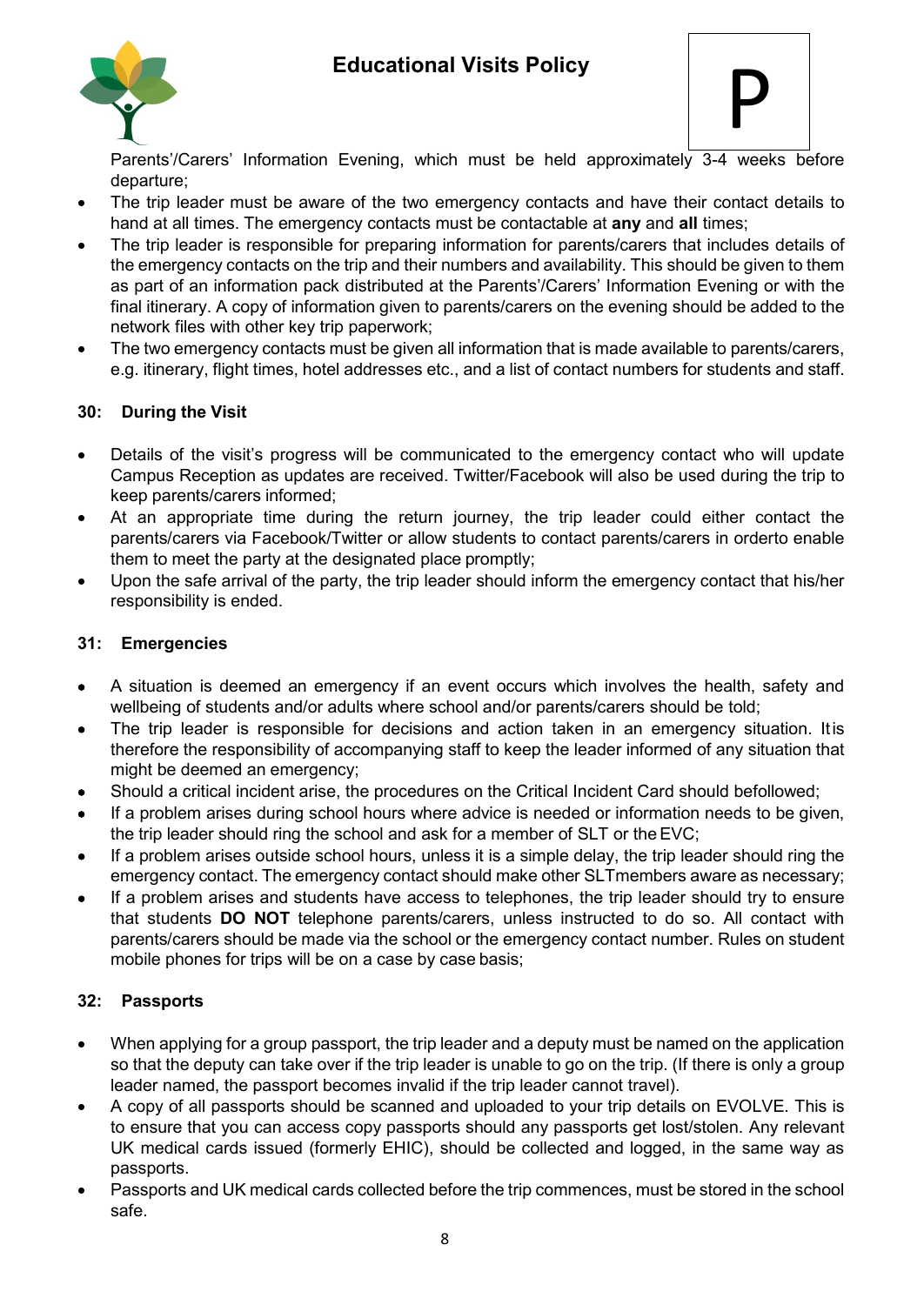Parents'/Carers' Information Evening, which must be held approximately 3-4 weeks before departure;

- The trip leader must be aware of the two emergency contacts and have their contact details to hand at all times. The emergency contacts must be contactable at **any** and **all** times;
- The trip leader is responsible for preparing information for parents/carers that includes details of the emergency contacts on the trip and their numbers and availability. This should be given to them as part of an information pack distributed at the Parents'/Carers' Information Evening or with the final itinerary. A copy of information given to parents/carers on the evening should be added to the network files with other key trip paperwork;
- The two emergency contacts must be given all information that is made available to parents/carers, e.g. itinerary, flight times, hotel addresses etc., and a list of contact numbers for students and staff.

### 30: During the Visit

- Details of the visit's progress will be communicated to the emergency contact who will update Campus Reception as updates are received. Twitter/Facebook will also be used during the trip to keep parents/carers informed;
- At an appropriate time during the return journey, the trip leader could either contact the parents/carers via Facebook/Twitter or allow students to contact parents/carers in orderto enable them to meet the party at the designated place promptly;
- Upon the safe arrival of the party, the trip leader should inform the emergency contact that his/her responsibility is ended.

### 31: Emergencies

- A situation is deemed an emergency if an event occurs which involves the health, safety and wellbeing of students and/or adults where school and/or parents/carers should be told;
- The trip leader is responsible for decisions and action taken in an emergency situation. Itis therefore the responsibility of accompanying staff to keep the leader informed of any situation that might be deemed an emergency;
- Should a critical incident arise, the procedures on the Critical Incident Card should befollowed;
- If a problem arises during school hours where advice is needed or information needs to be given, the trip leader should ring the school and ask for a member of SLT or the EVC;
- If a problem arises outside school hours, unless it is a simple delay, the trip leader should ring the emergency contact. The emergency contact should make other SLTmembers aware as necessary;
- If a problem arises and students have access to telephones, the trip leader should try to ensure that students **DO NOT** telephone parents/carers, unless instructed to do so. All contact with parents/carers should be made via the school or the emergency contact number. Rules on student mobile phones for trips will be on a case by case basis;

### 32: Passports

- When applying for a group passport, the trip leader and a deputy must be named on the application so that the deputy can take over if the trip leader is unable to go on the trip. (If there is only a group leader named, the passport becomes invalid if the trip leader cannot travel).
- A copy of all passports should be scanned and uploaded to your trip details on EVOLVE. This is to ensure that you can access copy passports should any passports get lost/stolen. Any relevant UK medical cards issued (formerly EHIC), should be collected and logged, in the same way as passports.
- Passports and UK medical cards collected before the trip commences, must be stored in the school safe.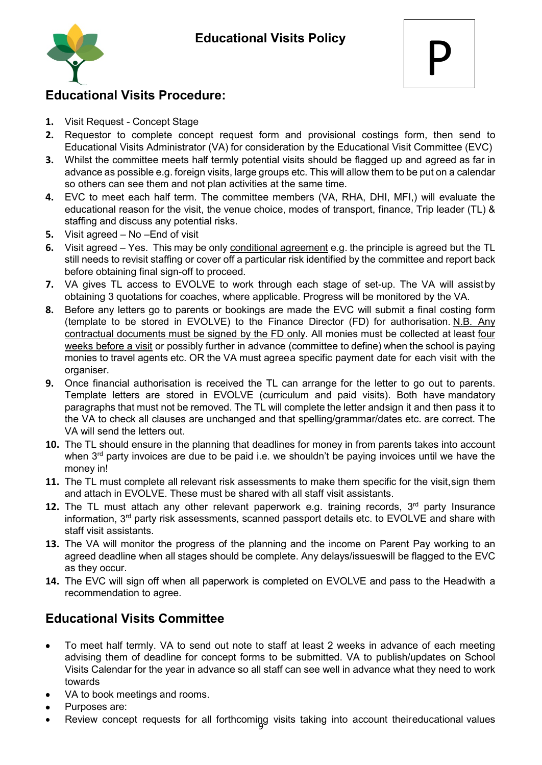# Educational Visits Policy

P

## Educational Visits Procedure:

1. Visit Request - Concept Stage
2. Requestor to complete concept request form and provisional costings form, then send to Educational Visits Administrator (VA) for consideration by the Educational Visit Committee (EVC)
3. Whilst the committee meets half termly potential visits should be flagged up and agreed as far in advance as possible e.g. foreign visits, large groups etc. This will allow them to be put on a calendar so others can see them and not plan activities at the same time.
4. EVC to meet each half term. The committee members (VA, RHA, DHI, MFI,) will evaluate the educational reason for the visit, the venue choice, modes of transport, finance, Trip leader (TL) & staffing and discuss any potential risks.
5. Visit agreed – No –End of visit
6. Visit agreed – Yes. This may be only <u>conditional agreement</u> e.g. the principle is agreed but the TL still needs to revisit staffing or cover off a particular risk identified by the committee and report back before obtaining final sign-off to proceed.
7. VA gives TL access to EVOLVE to work through each stage of set-up. The VA will assist by obtaining 3 quotations for coaches, where applicable. Progress will be monitored by the VA.
8. Before any letters go to parents or bookings are made the EVC will submit a final costing form (template to be stored in EVOLVE) to the Finance Director (FD) for authorisation. <u>N.B. Any contractual documents must be signed by the FD only</u>. All monies must be collected at least <u>four weeks before a visit</u> or possibly further in advance (committee to define) when the school is paying monies to travel agents etc. OR the VA must agree a specific payment date for each visit with the organiser.
9. Once financial authorisation is received the TL can arrange for the letter to go out to parents. Template letters are stored in EVOLVE (curriculum and paid visits). Both have mandatory paragraphs that must not be removed. The TL will complete the letter and sign it and then pass it to the VA to check all clauses are unchanged and that spelling/grammar/dates etc. are correct. The VA will send the letters out.
10. The TL should ensure in the planning that deadlines for money in from parents takes into account when 3rd party invoices are due to be paid i.e. we shouldn't be paying invoices until we have the money in!
11. The TL must complete all relevant risk assessments to make them specific for the visit, sign them and attach in EVOLVE. These must be shared with all staff visit assistants.
12. The TL must attach any other relevant paperwork e.g. training records, 3rd party Insurance information, 3rd party risk assessments, scanned passport details etc. to EVOLVE and share with staff visit assistants.
13. The VA will monitor the progress of the planning and the income on Parent Pay working to an agreed deadline when all stages should be complete. Any delays/issues will be flagged to the EVC as they occur.
14. The EVC will sign off when all paperwork is completed on EVOLVE and pass to the Head with a recommendation to agree.

## Educational Visits Committee

- To meet half termly. VA to send out note to staff at least 2 weeks in advance of each meeting advising them of deadline for concept forms to be submitted. VA to publish/updates on School Visits Calendar for the year in advance so all staff can see well in advance what they need to work towards
- VA to book meetings and rooms.
- Purposes are:
- Review concept requests for all forthcoming visits taking into account their educational values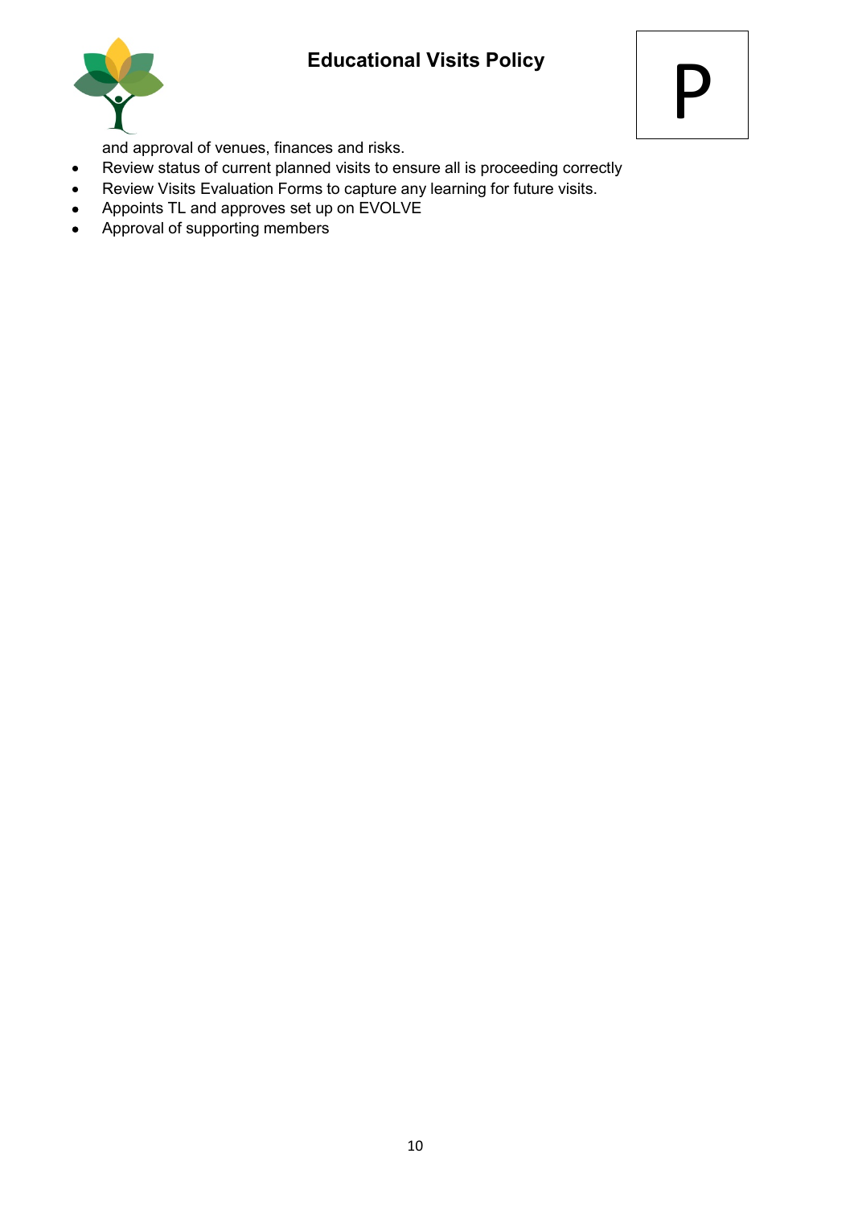and approval of venues, finances and risks.

- Review status of current planned visits to ensure all is proceeding correctly
- Review Visits Evaluation Forms to capture any learning for future visits.
- Appoints TL and approves set up on EVOLVE
- Approval of supporting members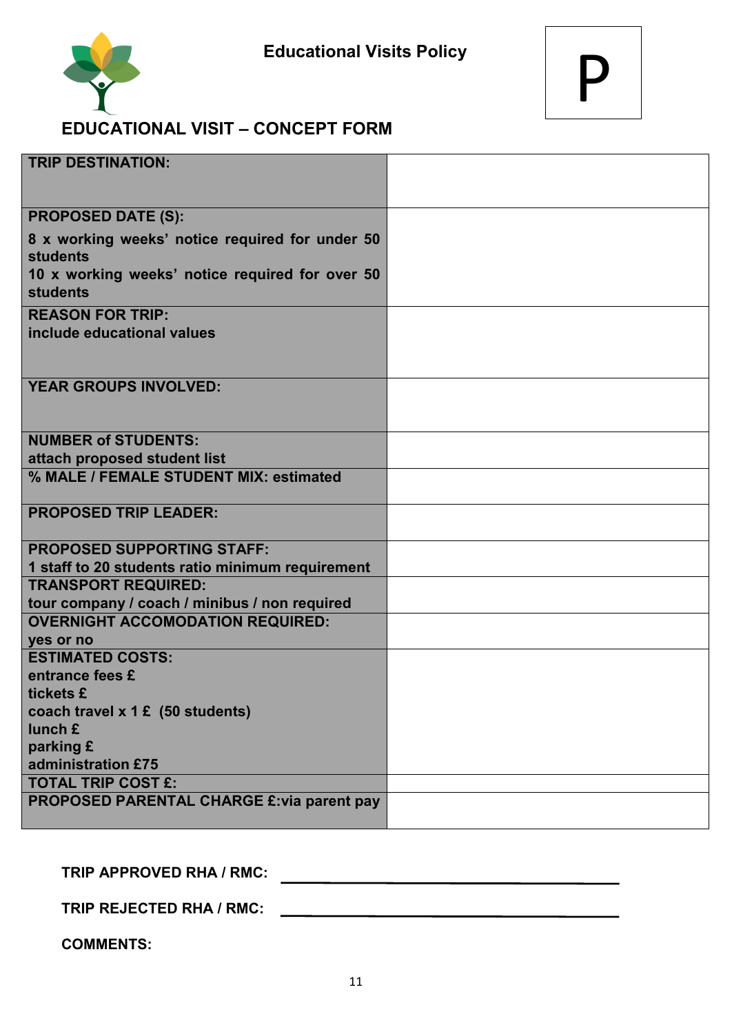Educational Visits Policy

P

## EDUCATIONAL VISIT – CONCEPT FORM

| | |
|---|---|
| **TRIP DESTINATION:** | |
| **PROPOSED DATE (S):**<br>**8 x working weeks' notice required for under 50 students**<br>**10 x working weeks' notice required for over 50 students** | |
| **REASON FOR TRIP:**<br>**include educational values** | |
| **YEAR GROUPS INVOLVED:** | |
| **NUMBER of STUDENTS:**<br>**attach proposed student list** | |
| **% MALE / FEMALE STUDENT MIX: estimated** | |
| **PROPOSED TRIP LEADER:** | |
| **PROPOSED SUPPORTING STAFF:**<br>**1 staff to 20 students ratio minimum requirement** | |
| **TRANSPORT REQUIRED:**<br>**tour company / coach / minibus / non required** | |
| **OVERNIGHT ACCOMODATION REQUIRED:**<br>**yes or no** | |
| **ESTIMATED COSTS:**<br>**entrance fees £**<br>**tickets £**<br>**coach travel x 1 £ (50 students)**<br>**lunch £**<br>**parking £**<br>**administration £75** | |
| **TOTAL TRIP COST £:** | |
| **PROPOSED PARENTAL CHARGE £:via parent pay** | |

**TRIP APPROVED RHA / RMC:** ______________________________

**TRIP REJECTED RHA / RMC:** ______________________________

**COMMENTS:**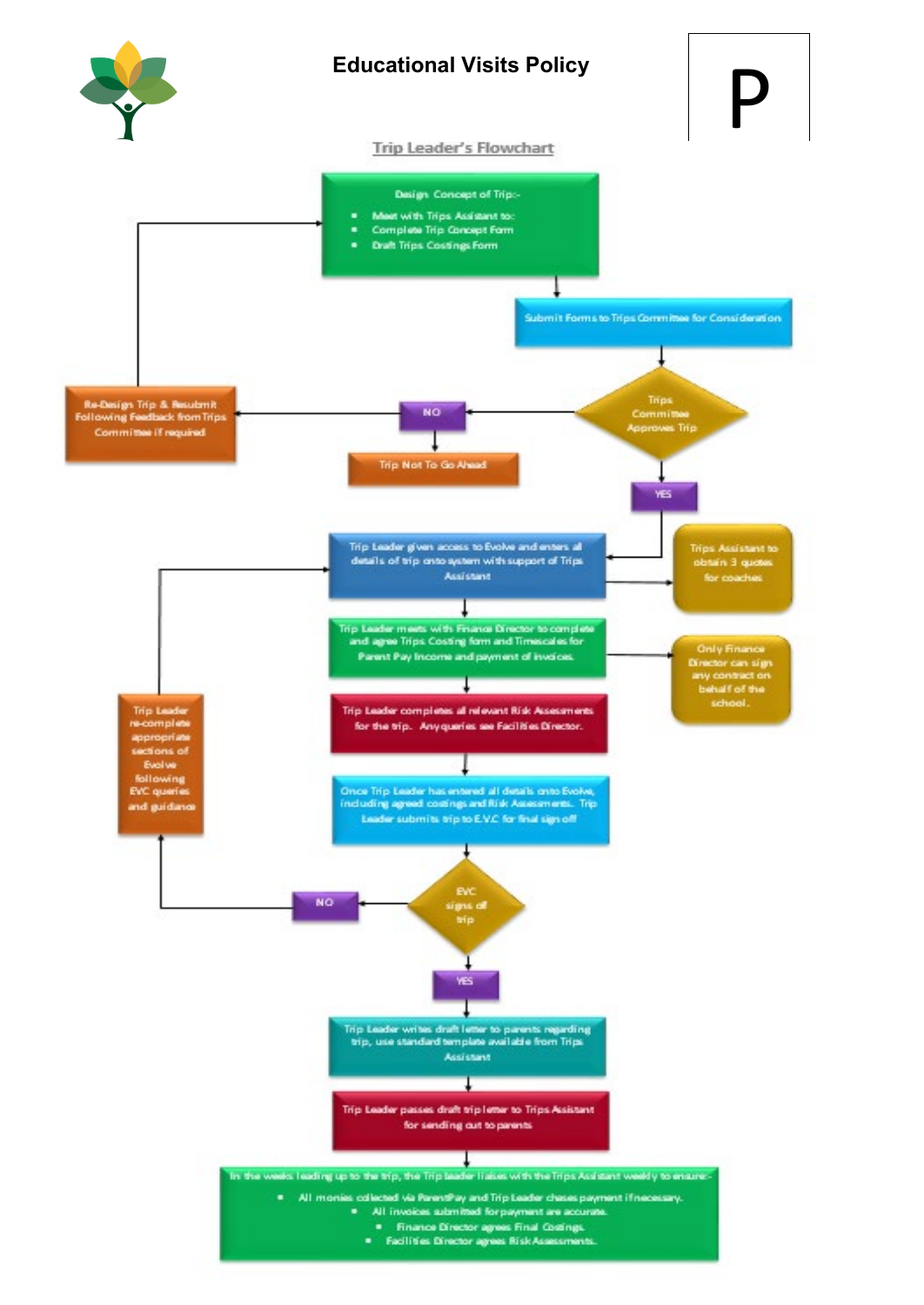# Educational Visits Policy

P

## Trip Leader's Flowchart

**Design Concept of Trip:-**

- Meet with Trips Assistant to:
- Complete Trip Concept Form
- Draft Trips Costings Form

↓

Submit Forms to Trips Committee for Consideration

↓

**Trips Committee Approves Trip**

- **NO** → Trip Not To Go Ahead
- **NO** → Re-Design Trip & Resubmit Following Feedback from Trips Committee if required → (return to Design Concept of Trip)
- **YES** ↓

Trip Leader given access to Evolve and enters all details of trip onto system with support of Trips Assistant

→ Trips Assistant to obtain 3 quotes for coaches

↓

Trip Leader meets with Finance Director to complete and agree Trips Costing form and Timescales for Parent Pay Income and payment of invoices.

→ Only Finance Director can sign any contract on behalf of the school.

↓

Trip Leader completes all relevant Risk Assessments for the trip. Any queries see Facilities Director.

↓

Once Trip Leader has entered all details onto Evolve, including agreed costings and Risk Assessments. Trip Leader submits trip to E.V.C for final sign off

↓

**EVC signs off trip**

- **NO** → Trip Leader re-complete appropriate sections of Evolve following EVC queries and guidance → (return to Trip Leader given access to Evolve)
- **YES** ↓

Trip Leader writes draft letter to parents regarding trip, use standard template available from Trips Assistant

↓

Trip Leader passes draft trip letter to Trips Assistant for sending out to parents

↓

In the weeks leading up to the trip, the Trip leader liaises with the Trips Assistant weekly to ensure:-

- All monies collected via ParentPay and Trip Leader chases payment if necessary.
- All invoices submitted for payment are accurate.
- Finance Director agrees Final Costings.
- Facilities Director agrees Risk Assessments.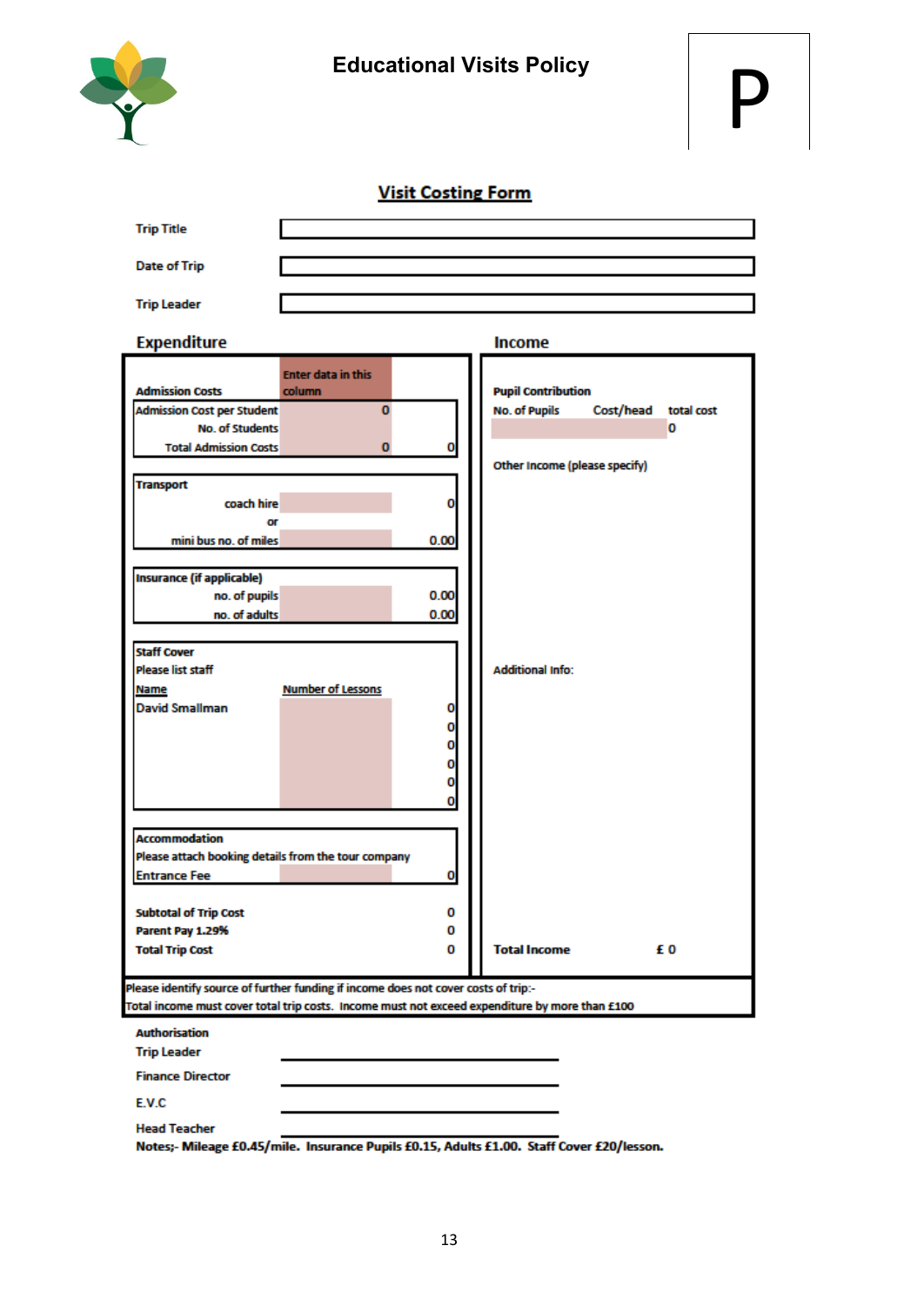# Educational Visits Policy

P

## Visit Costing Form

| | |
|---|---|
| Trip Title | |
| Date of Trip | |
| Trip Leader | |

### Expenditure

| Admission Costs | Enter data in this column | |
|---|---|---|
| Admission Cost per Student | 0 | |
| No. of Students | | |
| Total Admission Costs | 0 | 0 |
| **Transport** | | |
| coach hire | | 0 |
| or | | |
| mini bus no. of miles | | 0.00 |
| **Insurance (if applicable)** | | |
| no. of pupils | | 0.00 |
| no. of adults | | 0.00 |
| **Staff Cover** | | |
| Please list staff | | |
| Name | Number of Lessons | |
| David Smallman | | 0 |
| | | 0 |
| | | 0 |
| | | 0 |
| | | 0 |
| | | 0 |
| **Accommodation** | | |
| Please attach booking details from the tour company | | |
| Entrance Fee | | 0 |
| Subtotal of Trip Cost | | 0 |
| Parent Pay 1.29% | | 0 |
| Total Trip Cost | | 0 |

### Income

| Pupil Contribution | | |
|---|---|---|
| No. of Pupils | Cost/head | total cost |
| | | 0 |

Other Income (please specify)

Additional Info:

Total Income £ 0

Please identify source of further funding if income does not cover costs of trip:-

Total income must cover total trip costs. Income must not exceed expenditure by more than £100

**Authorisation**

Trip Leader \_\_\_\_\_\_\_\_\_\_\_\_\_\_\_\_\_\_\_\_\_\_\_\_\_\_

Finance Director \_\_\_\_\_\_\_\_\_\_\_\_\_\_\_\_\_\_\_\_\_\_\_\_\_\_

E.V.C \_\_\_\_\_\_\_\_\_\_\_\_\_\_\_\_\_\_\_\_\_\_\_\_\_\_

Head Teacher

**Notes;- Mileage £0.45/mile. Insurance Pupils £0.15, Adults £1.00. Staff Cover £20/lesson.**